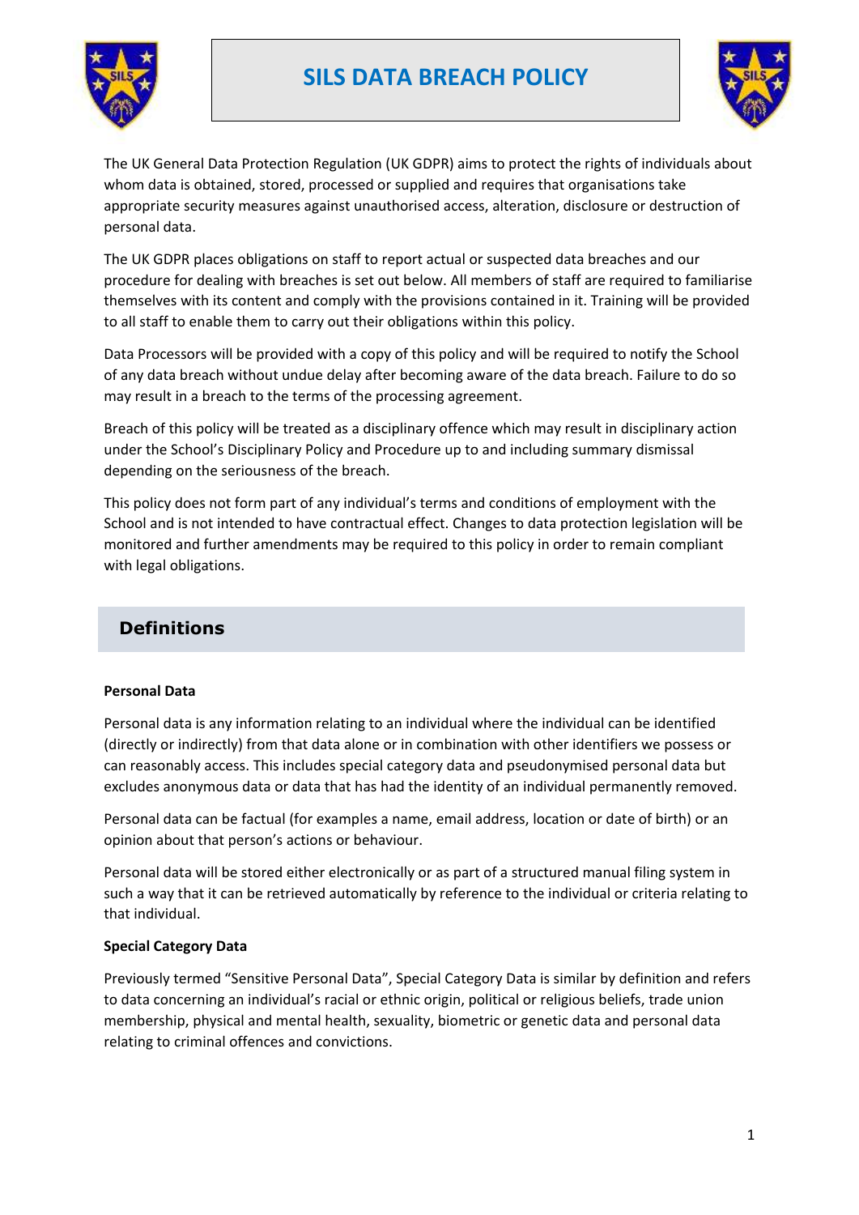# SILS DATA BREACH POLICY

The UK General Data Protection Regulation (UK GDPR) aims to protect the rights of individuals about whom data is obtained, stored, processed or supplied and requires that organisations take appropriate security measures against unauthorised access, alteration, disclosure or destruction of personal data.

The UK GDPR places obligations on staff to report actual or suspected data breaches and our procedure for dealing with breaches is set out below. All members of staff are required to familiarise themselves with its content and comply with the provisions contained in it. Training will be provided to all staff to enable them to carry out their obligations within this policy.

Data Processors will be provided with a copy of this policy and will be required to notify the School of any data breach without undue delay after becoming aware of the data breach. Failure to do so may result in a breach to the terms of the processing agreement.

Breach of this policy will be treated as a disciplinary offence which may result in disciplinary action under the School's Disciplinary Policy and Procedure up to and including summary dismissal depending on the seriousness of the breach.

This policy does not form part of any individual's terms and conditions of employment with the School and is not intended to have contractual effect. Changes to data protection legislation will be monitored and further amendments may be required to this policy in order to remain compliant with legal obligations.

## Definitions

**Personal Data**

Personal data is any information relating to an individual where the individual can be identified (directly or indirectly) from that data alone or in combination with other identifiers we possess or can reasonably access. This includes special category data and pseudonymised personal data but excludes anonymous data or data that has had the identity of an individual permanently removed.

Personal data can be factual (for examples a name, email address, location or date of birth) or an opinion about that person's actions or behaviour.

Personal data will be stored either electronically or as part of a structured manual filing system in such a way that it can be retrieved automatically by reference to the individual or criteria relating to that individual.

**Special Category Data**

Previously termed "Sensitive Personal Data", Special Category Data is similar by definition and refers to data concerning an individual's racial or ethnic origin, political or religious beliefs, trade union membership, physical and mental health, sexuality, biometric or genetic data and personal data relating to criminal offences and convictions.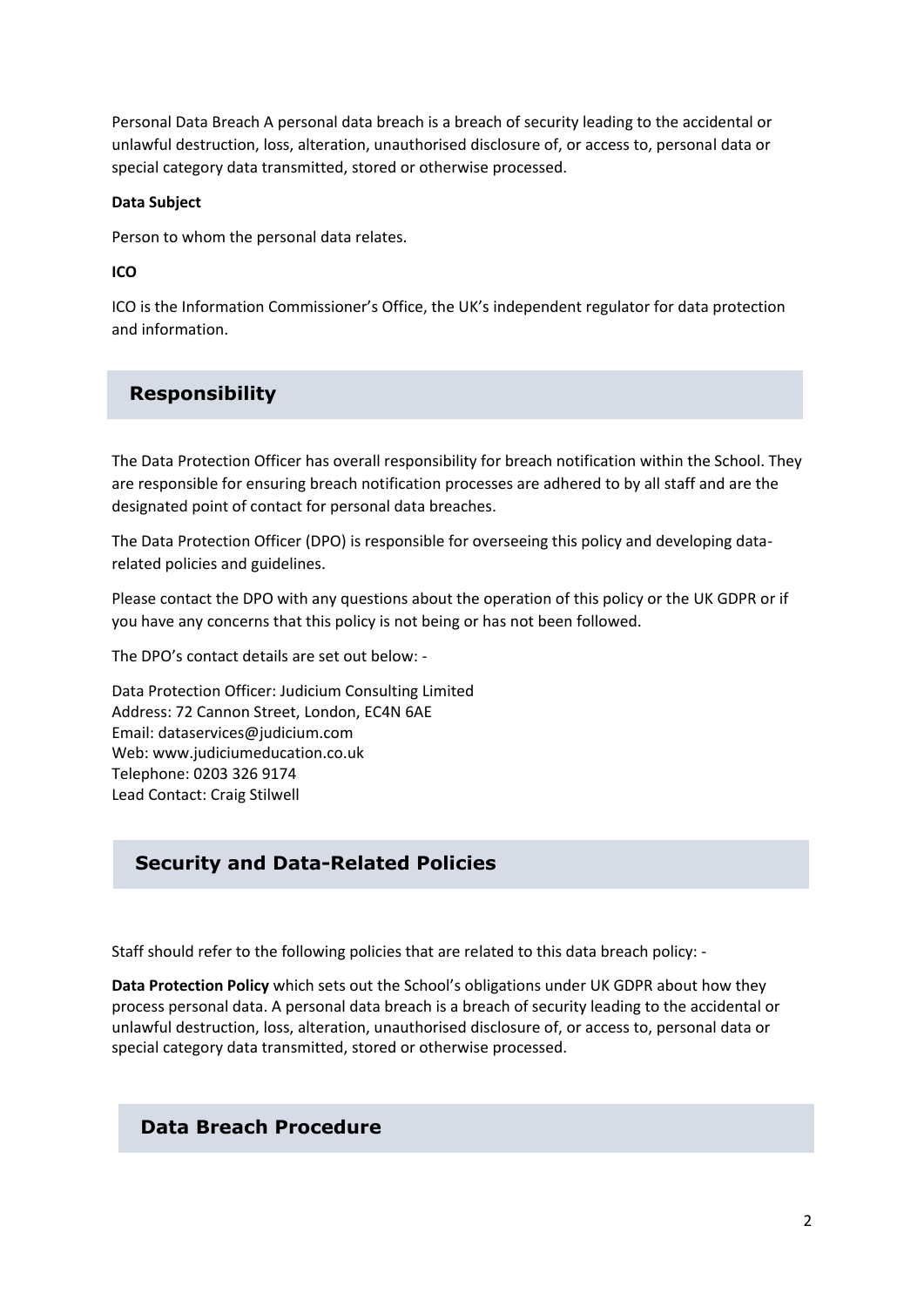Personal Data Breach A personal data breach is a breach of security leading to the accidental or unlawful destruction, loss, alteration, unauthorised disclosure of, or access to, personal data or special category data transmitted, stored or otherwise processed.

**Data Subject**

Person to whom the personal data relates.

**ICO**

ICO is the Information Commissioner's Office, the UK's independent regulator for data protection and information.

## Responsibility

The Data Protection Officer has overall responsibility for breach notification within the School. They are responsible for ensuring breach notification processes are adhered to by all staff and are the designated point of contact for personal data breaches.

The Data Protection Officer (DPO) is responsible for overseeing this policy and developing data-related policies and guidelines.

Please contact the DPO with any questions about the operation of this policy or the UK GDPR or if you have any concerns that this policy is not being or has not been followed.

The DPO's contact details are set out below: -

Data Protection Officer: Judicium Consulting Limited
Address: 72 Cannon Street, London, EC4N 6AE
Email: dataservices@judicium.com
Web: www.judiciumeducation.co.uk
Telephone: 0203 326 9174
Lead Contact: Craig Stilwell

## Security and Data-Related Policies

Staff should refer to the following policies that are related to this data breach policy: -

**Data Protection Policy** which sets out the School's obligations under UK GDPR about how they process personal data. A personal data breach is a breach of security leading to the accidental or unlawful destruction, loss, alteration, unauthorised disclosure of, or access to, personal data or special category data transmitted, stored or otherwise processed.

## Data Breach Procedure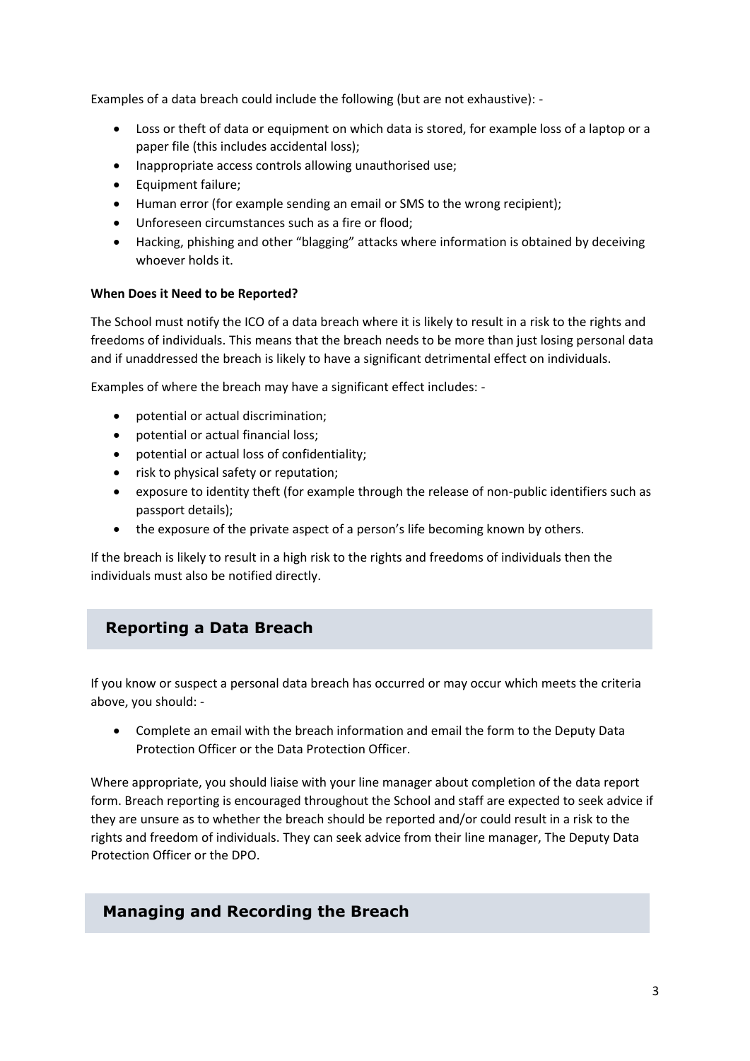Examples of a data breach could include the following (but are not exhaustive): -

- Loss or theft of data or equipment on which data is stored, for example loss of a laptop or a paper file (this includes accidental loss);
- Inappropriate access controls allowing unauthorised use;
- Equipment failure;
- Human error (for example sending an email or SMS to the wrong recipient);
- Unforeseen circumstances such as a fire or flood;
- Hacking, phishing and other "blagging" attacks where information is obtained by deceiving whoever holds it.

**When Does it Need to be Reported?**

The School must notify the ICO of a data breach where it is likely to result in a risk to the rights and freedoms of individuals. This means that the breach needs to be more than just losing personal data and if unaddressed the breach is likely to have a significant detrimental effect on individuals.

Examples of where the breach may have a significant effect includes: -

- potential or actual discrimination;
- potential or actual financial loss;
- potential or actual loss of confidentiality;
- risk to physical safety or reputation;
- exposure to identity theft (for example through the release of non-public identifiers such as passport details);
- the exposure of the private aspect of a person's life becoming known by others.

If the breach is likely to result in a high risk to the rights and freedoms of individuals then the individuals must also be notified directly.

## Reporting a Data Breach

If you know or suspect a personal data breach has occurred or may occur which meets the criteria above, you should: -

- Complete an email with the breach information and email the form to the Deputy Data Protection Officer or the Data Protection Officer.

Where appropriate, you should liaise with your line manager about completion of the data report form. Breach reporting is encouraged throughout the School and staff are expected to seek advice if they are unsure as to whether the breach should be reported and/or could result in a risk to the rights and freedom of individuals. They can seek advice from their line manager, The Deputy Data Protection Officer or the DPO.

## Managing and Recording the Breach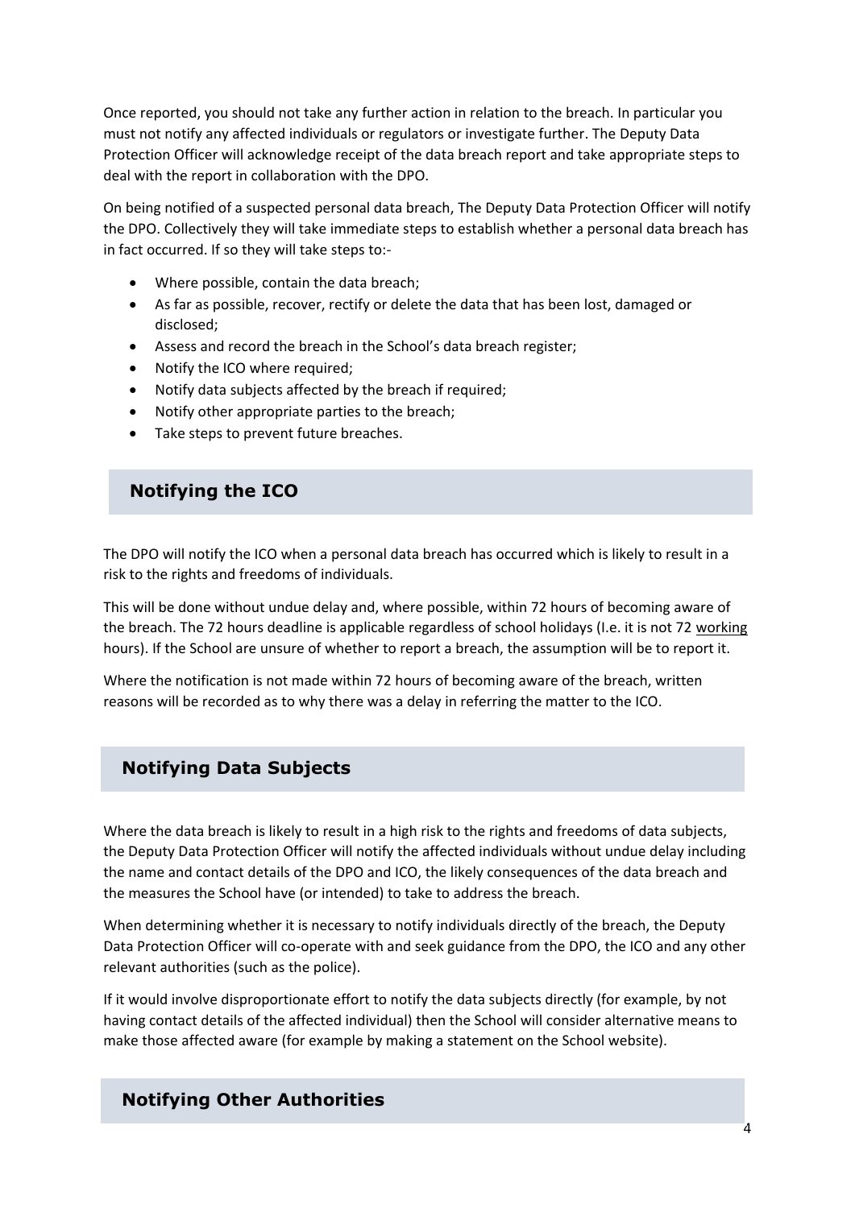Once reported, you should not take any further action in relation to the breach. In particular you must not notify any affected individuals or regulators or investigate further. The Deputy Data Protection Officer will acknowledge receipt of the data breach report and take appropriate steps to deal with the report in collaboration with the DPO.

On being notified of a suspected personal data breach, The Deputy Data Protection Officer will notify the DPO. Collectively they will take immediate steps to establish whether a personal data breach has in fact occurred. If so they will take steps to:-

- Where possible, contain the data breach;
- As far as possible, recover, rectify or delete the data that has been lost, damaged or disclosed;
- Assess and record the breach in the School's data breach register;
- Notify the ICO where required;
- Notify data subjects affected by the breach if required;
- Notify other appropriate parties to the breach;
- Take steps to prevent future breaches.

## Notifying the ICO

The DPO will notify the ICO when a personal data breach has occurred which is likely to result in a risk to the rights and freedoms of individuals.

This will be done without undue delay and, where possible, within 72 hours of becoming aware of the breach. The 72 hours deadline is applicable regardless of school holidays (I.e. it is not 72 <u>working</u> hours). If the School are unsure of whether to report a breach, the assumption will be to report it.

Where the notification is not made within 72 hours of becoming aware of the breach, written reasons will be recorded as to why there was a delay in referring the matter to the ICO.

## Notifying Data Subjects

Where the data breach is likely to result in a high risk to the rights and freedoms of data subjects, the Deputy Data Protection Officer will notify the affected individuals without undue delay including the name and contact details of the DPO and ICO, the likely consequences of the data breach and the measures the School have (or intended) to take to address the breach.

When determining whether it is necessary to notify individuals directly of the breach, the Deputy Data Protection Officer will co-operate with and seek guidance from the DPO, the ICO and any other relevant authorities (such as the police).

If it would involve disproportionate effort to notify the data subjects directly (for example, by not having contact details of the affected individual) then the School will consider alternative means to make those affected aware (for example by making a statement on the School website).

## Notifying Other Authorities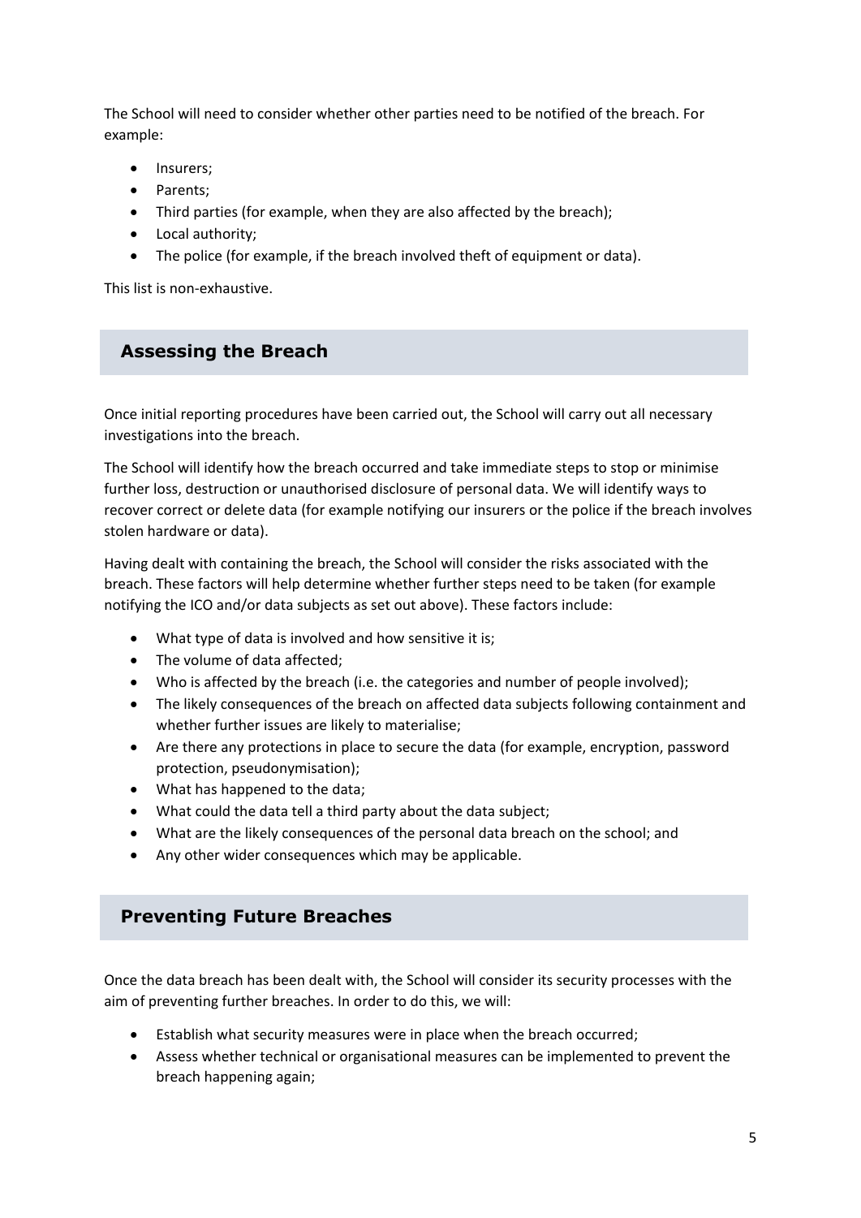The School will need to consider whether other parties need to be notified of the breach. For example:

- Insurers;
- Parents;
- Third parties (for example, when they are also affected by the breach);
- Local authority;
- The police (for example, if the breach involved theft of equipment or data).

This list is non-exhaustive.

## Assessing the Breach

Once initial reporting procedures have been carried out, the School will carry out all necessary investigations into the breach.

The School will identify how the breach occurred and take immediate steps to stop or minimise further loss, destruction or unauthorised disclosure of personal data. We will identify ways to recover correct or delete data (for example notifying our insurers or the police if the breach involves stolen hardware or data).

Having dealt with containing the breach, the School will consider the risks associated with the breach. These factors will help determine whether further steps need to be taken (for example notifying the ICO and/or data subjects as set out above). These factors include:

- What type of data is involved and how sensitive it is;
- The volume of data affected;
- Who is affected by the breach (i.e. the categories and number of people involved);
- The likely consequences of the breach on affected data subjects following containment and whether further issues are likely to materialise;
- Are there any protections in place to secure the data (for example, encryption, password protection, pseudonymisation);
- What has happened to the data;
- What could the data tell a third party about the data subject;
- What are the likely consequences of the personal data breach on the school; and
- Any other wider consequences which may be applicable.

## Preventing Future Breaches

Once the data breach has been dealt with, the School will consider its security processes with the aim of preventing further breaches. In order to do this, we will:

- Establish what security measures were in place when the breach occurred;
- Assess whether technical or organisational measures can be implemented to prevent the breach happening again;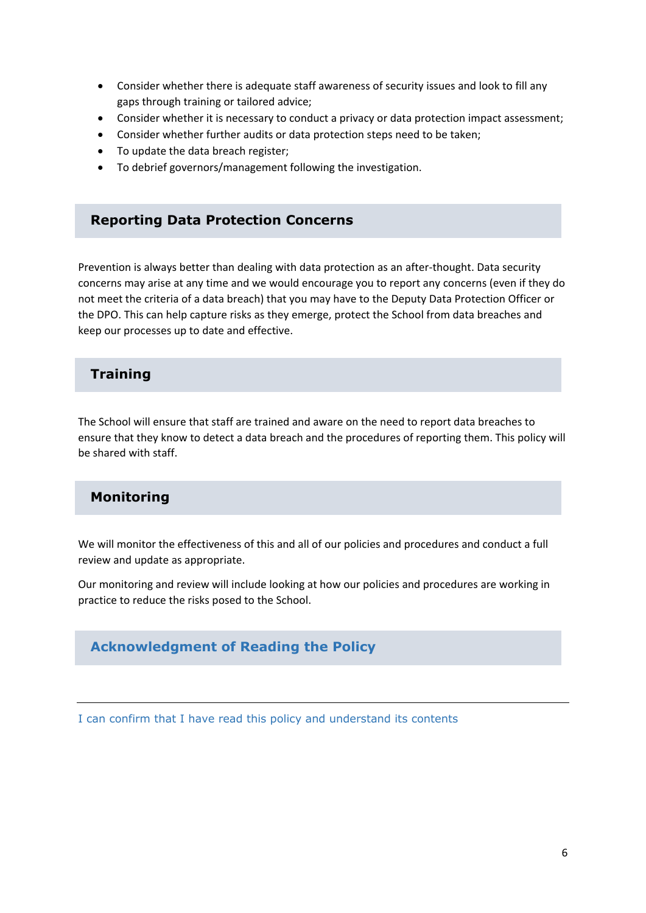- Consider whether there is adequate staff awareness of security issues and look to fill any gaps through training or tailored advice;
- Consider whether it is necessary to conduct a privacy or data protection impact assessment;
- Consider whether further audits or data protection steps need to be taken;
- To update the data breach register;
- To debrief governors/management following the investigation.

## Reporting Data Protection Concerns

Prevention is always better than dealing with data protection as an after-thought. Data security concerns may arise at any time and we would encourage you to report any concerns (even if they do not meet the criteria of a data breach) that you may have to the Deputy Data Protection Officer or the DPO. This can help capture risks as they emerge, protect the School from data breaches and keep our processes up to date and effective.

## Training

The School will ensure that staff are trained and aware on the need to report data breaches to ensure that they know to detect a data breach and the procedures of reporting them. This policy will be shared with staff.

## Monitoring

We will monitor the effectiveness of this and all of our policies and procedures and conduct a full review and update as appropriate.

Our monitoring and review will include looking at how our policies and procedures are working in practice to reduce the risks posed to the School.

## Acknowledgment of Reading the Policy

---

I can confirm that I have read this policy and understand its contents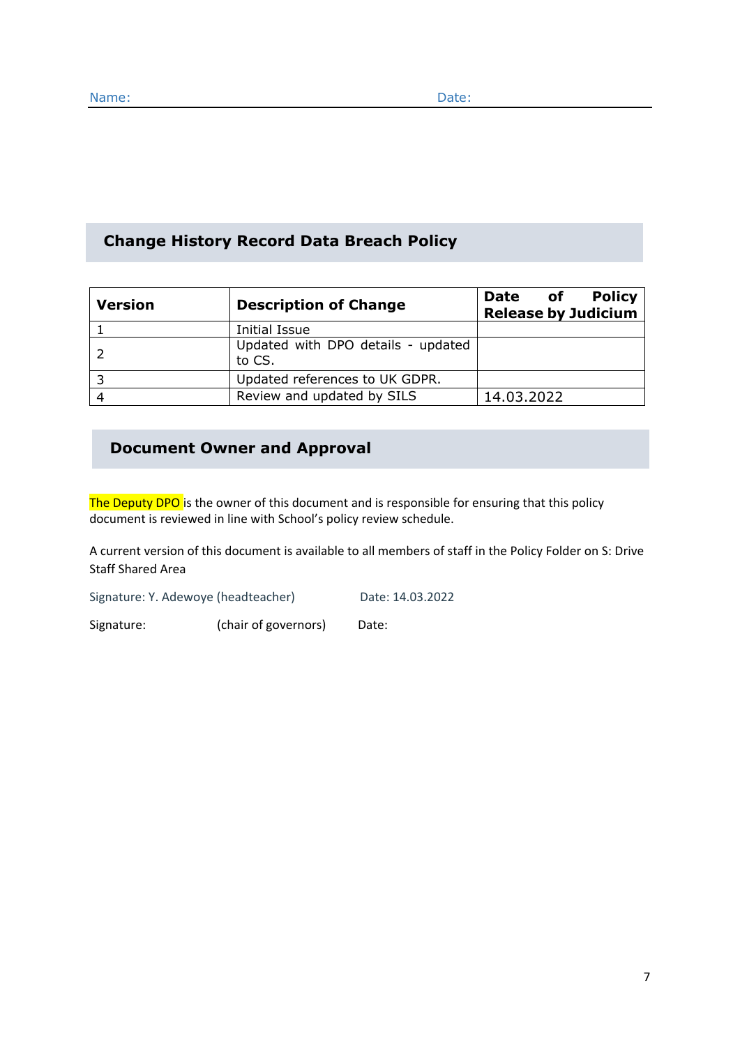Name: Date:

## Change History Record Data Breach Policy

| Version | Description of Change | Date of Policy Release by Judicium |
|---|---|---|
| 1 | Initial Issue | |
| 2 | Updated with DPO details - updated to CS. | |
| 3 | Updated references to UK GDPR. | |
| 4 | Review and updated by SILS | 14.03.2022 |

## Document Owner and Approval

The Deputy DPO is the owner of this document and is responsible for ensuring that this policy document is reviewed in line with School's policy review schedule.

A current version of this document is available to all members of staff in the Policy Folder on S: Drive Staff Shared Area

Signature: Y. Adewoye (headteacher) Date: 14.03.2022

Signature: (chair of governors) Date: